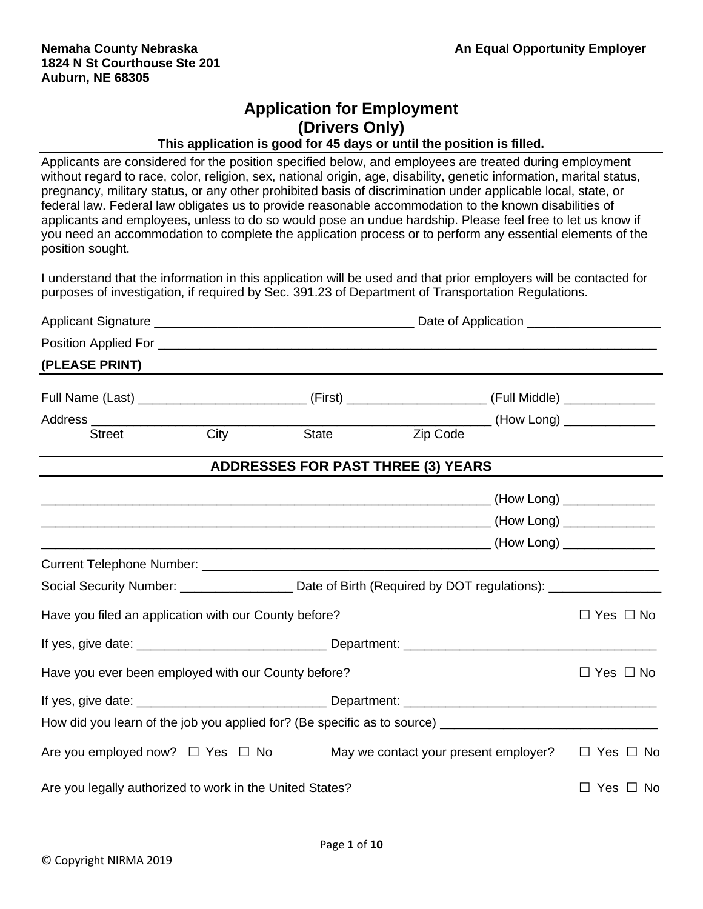**Nemaha County Nebraska**
**1824 N St Courthouse Ste 201**
**Auburn, NE 68305**

**An Equal Opportunity Employer**

# Application for Employment (Drivers Only)

**This application is good for 45 days or until the position is filled.**

Applicants are considered for the position specified below, and employees are treated during employment without regard to race, color, religion, sex, national origin, age, disability, genetic information, marital status, pregnancy, military status, or any other prohibited basis of discrimination under applicable local, state, or federal law. Federal law obligates us to provide reasonable accommodation to the known disabilities of applicants and employees, unless to do so would pose an undue hardship. Please feel free to let us know if you need an accommodation to complete the application process or to perform any essential elements of the position sought.

I understand that the information in this application will be used and that prior employers will be contacted for purposes of investigation, if required by Sec. 391.23 of Department of Transportation Regulations.

Applicant Signature ____________________________________ Date of Application ___________________

Position Applied For ___________________________________________________________________________

**(PLEASE PRINT)**

Full Name (Last) ________________________ (First) ____________________ (Full Middle) _____________

Address __________________________________________________________ (How Long) _____________
Street City State Zip Code

## ADDRESSES FOR PAST THREE (3) YEARS

__________________________________________________________________ (How Long) _____________

__________________________________________________________________ (How Long) _____________

__________________________________________________________________ (How Long) _____________

Current Telephone Number: ______________________________________________________________________

Social Security Number: ________________ Date of Birth (Required by DOT regulations): ________________

Have you filed an application with our County before? ☐ Yes ☐ No

If yes, give date: ___________________________ Department: ____________________________________

Have you ever been employed with our County before? ☐ Yes ☐ No

If yes, give date: ___________________________ Department: ____________________________________

How did you learn of the job you applied for? (Be specific as to source) ______________________________

Are you employed now? ☐ Yes ☐ No May we contact your present employer? ☐ Yes ☐ No

Are you legally authorized to work in the United States? ☐ Yes ☐ No

© Copyright NIRMA 2019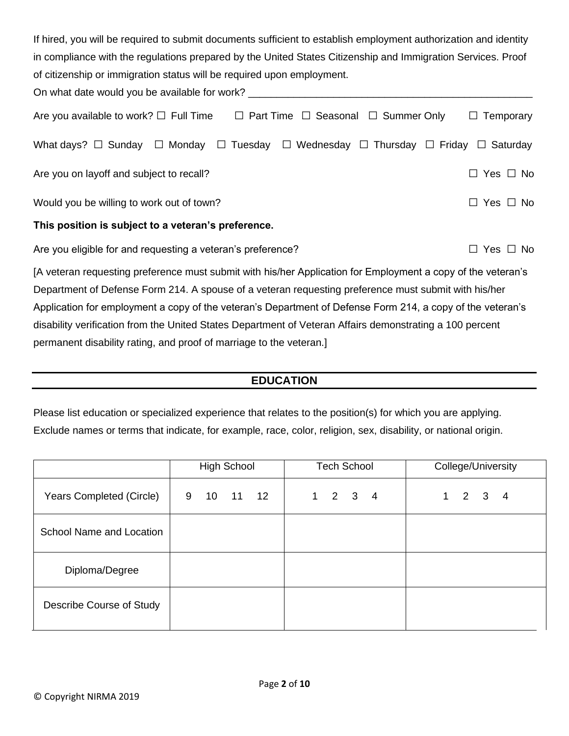If hired, you will be required to submit documents sufficient to establish employment authorization and identity in compliance with the regulations prepared by the United States Citizenship and Immigration Services. Proof of citizenship or immigration status will be required upon employment.

On what date would you be available for work? ____________________________________________________

Are you available to work? ☐ Full Time ☐ Part Time ☐ Seasonal ☐ Summer Only ☐ Temporary

What days? ☐ Sunday ☐ Monday ☐ Tuesday ☐ Wednesday ☐ Thursday ☐ Friday ☐ Saturday

Are you on layoff and subject to recall? ☐ Yes ☐ No

Would you be willing to work out of town? ☐ Yes ☐ No

**This position is subject to a veteran's preference.**

Are you eligible for and requesting a veteran's preference? ☐ Yes ☐ No

[A veteran requesting preference must submit with his/her Application for Employment a copy of the veteran's Department of Defense Form 214. A spouse of a veteran requesting preference must submit with his/her Application for employment a copy of the veteran's Department of Defense Form 214, a copy of the veteran's disability verification from the United States Department of Veteran Affairs demonstrating a 100 percent permanent disability rating, and proof of marriage to the veteran.]

## EDUCATION

Please list education or specialized experience that relates to the position(s) for which you are applying. Exclude names or terms that indicate, for example, race, color, religion, sex, disability, or national origin.

| | High School | Tech School | College/University |
|---|---|---|---|
| Years Completed (Circle) | 9 10 11 12 | 1 2 3 4 | 1 2 3 4 |
| School Name and Location | | | |
| Diploma/Degree | | | |
| Describe Course of Study | | | |

© Copyright NIRMA 2019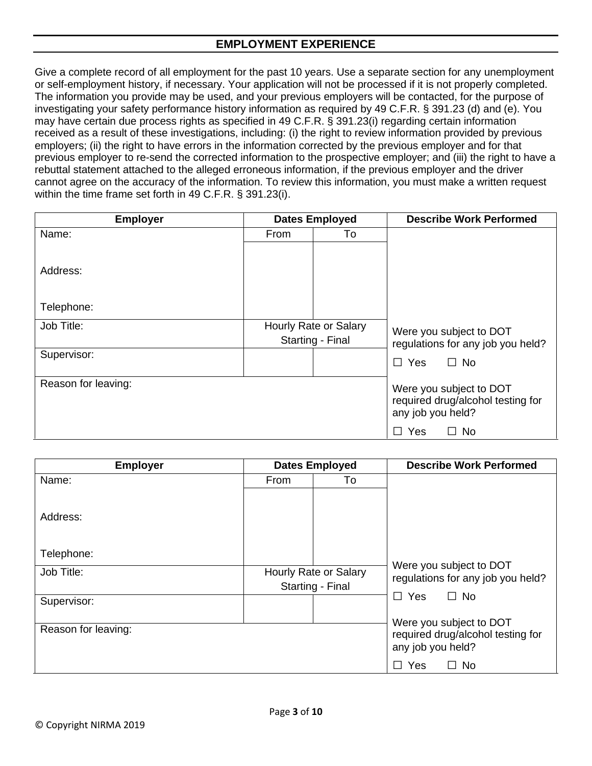## EMPLOYMENT EXPERIENCE

Give a complete record of all employment for the past 10 years. Use a separate section for any unemployment or self-employment history, if necessary. Your application will not be processed if it is not properly completed. The information you provide may be used, and your previous employers will be contacted, for the purpose of investigating your safety performance history information as required by 49 C.F.R. § 391.23 (d) and (e). You may have certain due process rights as specified in 49 C.F.R. § 391.23(i) regarding certain information received as a result of these investigations, including: (i) the right to review information provided by previous employers; (ii) the right to have errors in the information corrected by the previous employer and for that previous employer to re-send the corrected information to the prospective employer; and (iii) the right to have a rebuttal statement attached to the alleged erroneous information, if the previous employer and the driver cannot agree on the accuracy of the information. To review this information, you must make a written request within the time frame set forth in 49 C.F.R. § 391.23(i).

| Employer | Dates Employed | | Describe Work Performed |
|---|---|---|---|
| Name: | From | To | |
| Address:<br><br>Telephone: | | | |
| Job Title: | Hourly Rate or Salary<br>Starting - Final | | Were you subject to DOT regulations for any job you held? |
| Supervisor: | | | ☐ Yes ☐ No |
| Reason for leaving: | | | Were you subject to DOT required drug/alcohol testing for any job you held?<br>☐ Yes ☐ No |

| Employer | Dates Employed | | Describe Work Performed |
|---|---|---|---|
| Name: | From | To | |
| Address:<br><br>Telephone: | | | |
| Job Title: | Hourly Rate or Salary<br>Starting - Final | | Were you subject to DOT regulations for any job you held? |
| Supervisor: | | | ☐ Yes ☐ No |
| Reason for leaving: | | | Were you subject to DOT required drug/alcohol testing for any job you held?<br>☐ Yes ☐ No |

© Copyright NIRMA 2019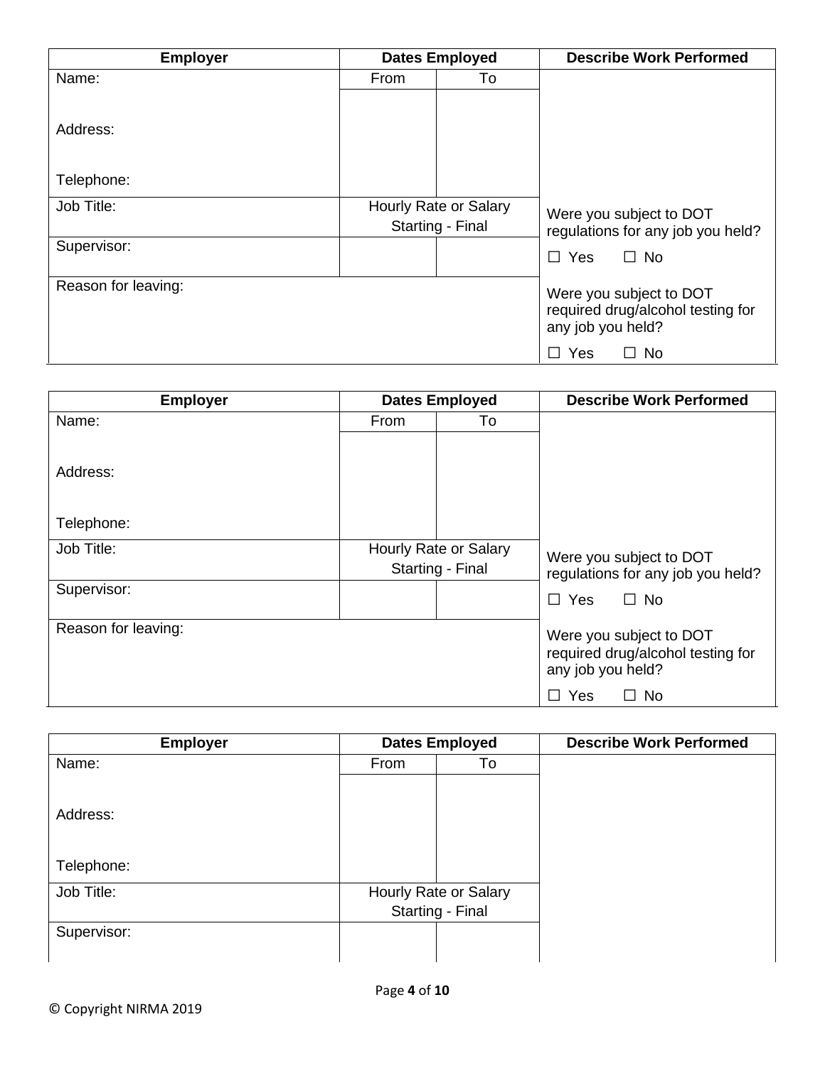| Employer | Dates Employed | | Describe Work Performed |
|---|---|---|---|
| Name: | From | To | |
| Address: | | | |
| Telephone: | | | |
| Job Title: | Hourly Rate or Salary Starting - Final | | Were you subject to DOT regulations for any job you held? |
| Supervisor: | | | ☐ Yes ☐ No |
| Reason for leaving: | | | Were you subject to DOT required drug/alcohol testing for any job you held? ☐ Yes ☐ No |

| Employer | Dates Employed | | Describe Work Performed |
|---|---|---|---|
| Name: | From | To | |
| Address: | | | |
| Telephone: | | | |
| Job Title: | Hourly Rate or Salary Starting - Final | | Were you subject to DOT regulations for any job you held? |
| Supervisor: | | | ☐ Yes ☐ No |
| Reason for leaving: | | | Were you subject to DOT required drug/alcohol testing for any job you held? ☐ Yes ☐ No |

| Employer | Dates Employed | | Describe Work Performed |
|---|---|---|---|
| Name: | From | To | |
| Address: | | | |
| Telephone: | | | |
| Job Title: | Hourly Rate or Salary Starting - Final | | |
| Supervisor: | | | |

© Copyright NIRMA 2019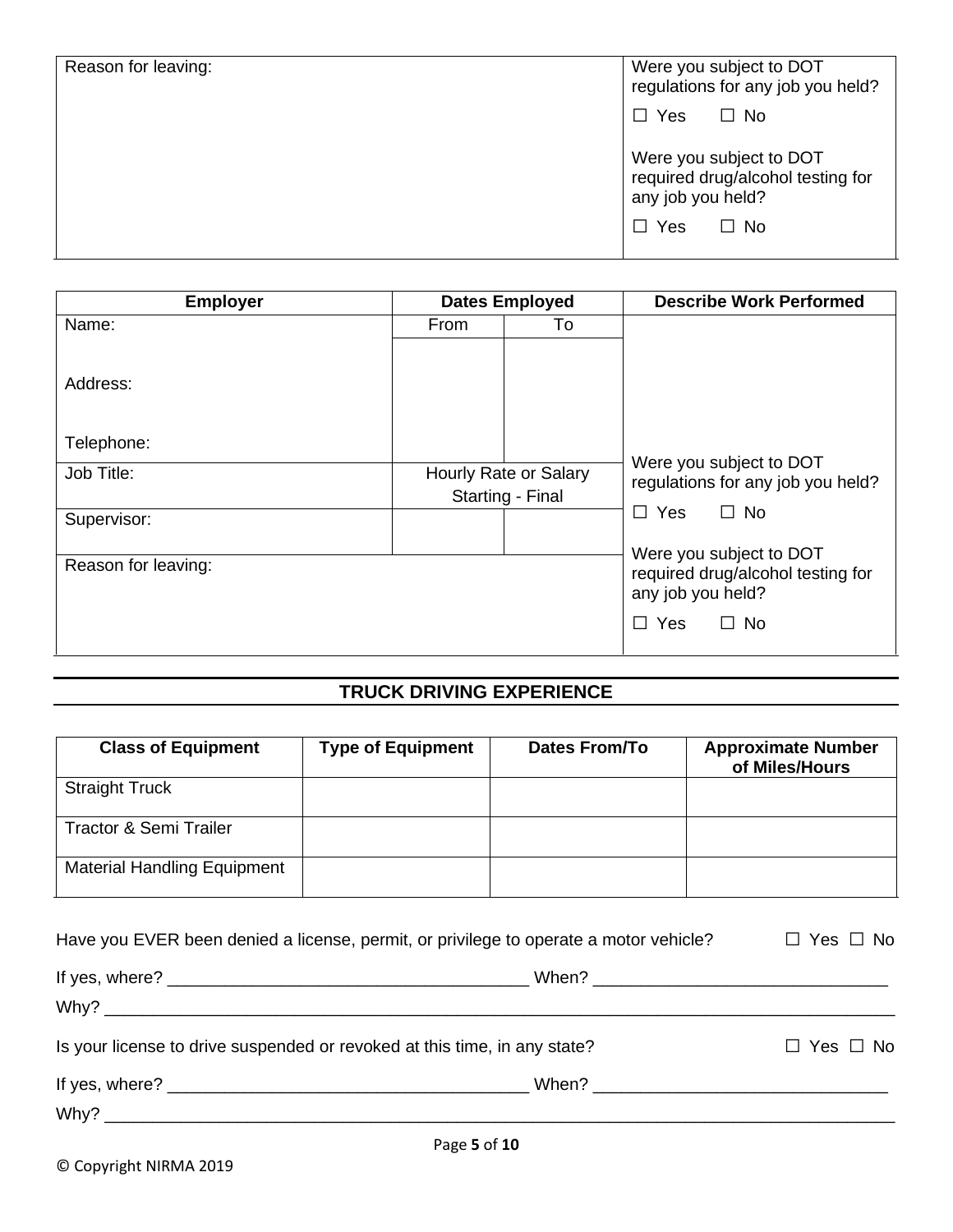| Reason for leaving: | Were you subject to DOT regulations for any job you held?<br>☐ Yes ☐ No<br><br>Were you subject to DOT required drug/alcohol testing for any job you held?<br>☐ Yes ☐ No |
|---|---|

| Employer | Dates Employed | | Describe Work Performed |
|---|---|---|---|
| Name:<br><br>Address:<br><br>Telephone: | From | To | |
| Job Title: | Hourly Rate or Salary<br>Starting - Final | | Were you subject to DOT regulations for any job you held?<br>☐ Yes ☐ No |
| Supervisor: | | | |
| Reason for leaving: | | | Were you subject to DOT required drug/alcohol testing for any job you held?<br>☐ Yes ☐ No |

## TRUCK DRIVING EXPERIENCE

| Class of Equipment | Type of Equipment | Dates From/To | Approximate Number of Miles/Hours |
|---|---|---|---|
| Straight Truck | | | |
| Tractor & Semi Trailer | | | |
| Material Handling Equipment | | | |

Have you EVER been denied a license, permit, or privilege to operate a motor vehicle? ☐ Yes ☐ No

If yes, where? ______________________________________ When? ______________________________

Why? ____________________________________________________________________________

Is your license to drive suspended or revoked at this time, in any state? ☐ Yes ☐ No

If yes, where? ______________________________________ When? ______________________________

Why? ____________________________________________________________________________

© Copyright NIRMA 2019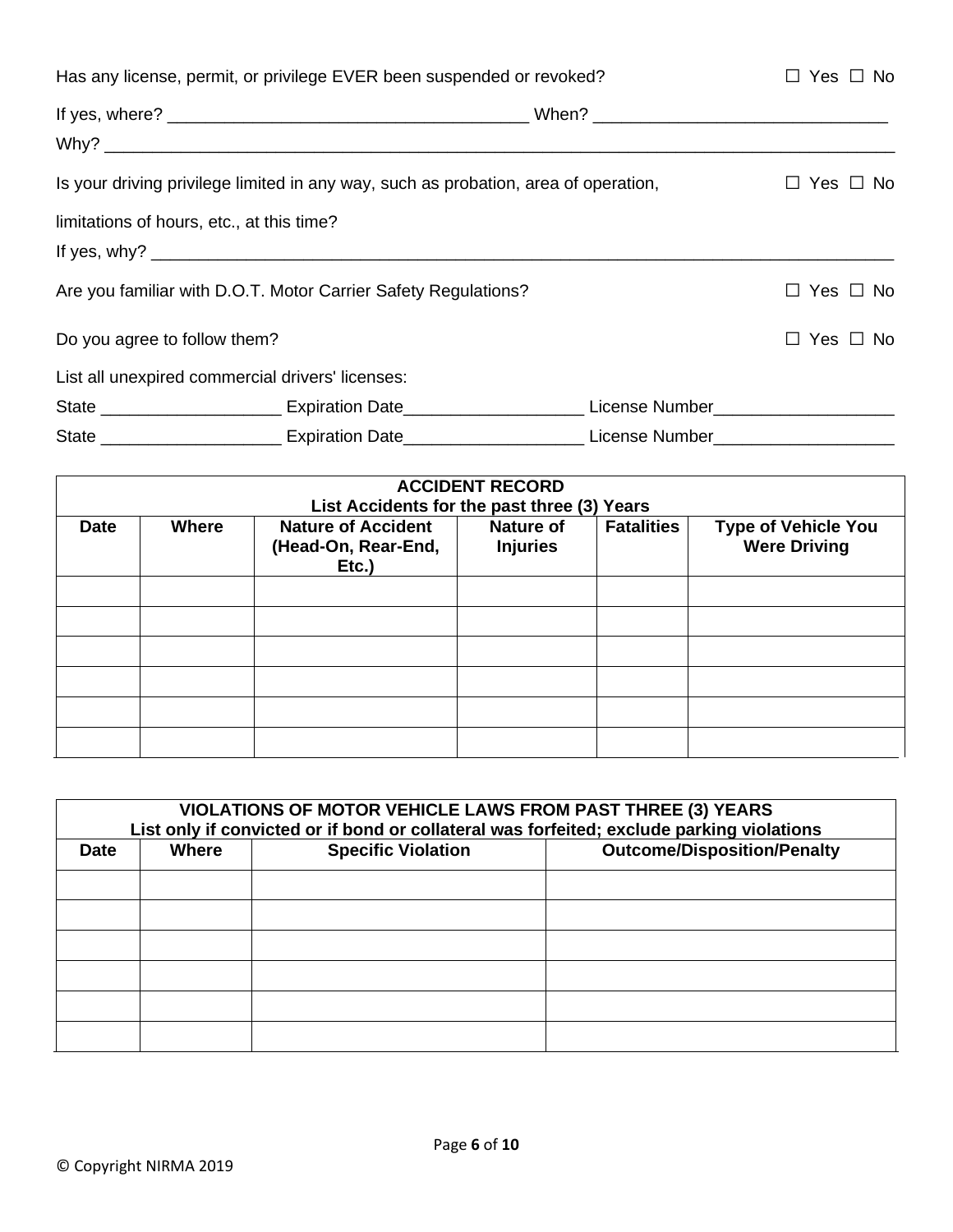Has any license, permit, or privilege EVER been suspended or revoked? ☐ Yes ☐ No

If yes, where? _____________________________________ When? ______________________________

Why? _______________________________________________________________________________

Is your driving privilege limited in any way, such as probation, area of operation, limitations of hours, etc., at this time? ☐ Yes ☐ No

If yes, why? ____________________________________________________________________________

Are you familiar with D.O.T. Motor Carrier Safety Regulations? ☐ Yes ☐ No

Do you agree to follow them? ☐ Yes ☐ No

List all unexpired commercial drivers' licenses:

State ___________________ Expiration Date___________________ License Number___________________

State ___________________ Expiration Date___________________ License Number___________________

| **ACCIDENT RECORD<br>List Accidents for the past three (3) Years** | | | | | |
|---|---|---|---|---|---|
| **Date** | **Where** | **Nature of Accident (Head-On, Rear-End, Etc.)** | **Nature of Injuries** | **Fatalities** | **Type of Vehicle You Were Driving** |
| | | | | | |
| | | | | | |
| | | | | | |
| | | | | | |
| | | | | | |
| | | | | | |

| **VIOLATIONS OF MOTOR VEHICLE LAWS FROM PAST THREE (3) YEARS<br>List only if convicted or if bond or collateral was forfeited; exclude parking violations** | | | |
|---|---|---|---|
| **Date** | **Where** | **Specific Violation** | **Outcome/Disposition/Penalty** |
| | | | |
| | | | |
| | | | |
| | | | |
| | | | |
| | | | |

© Copyright NIRMA 2019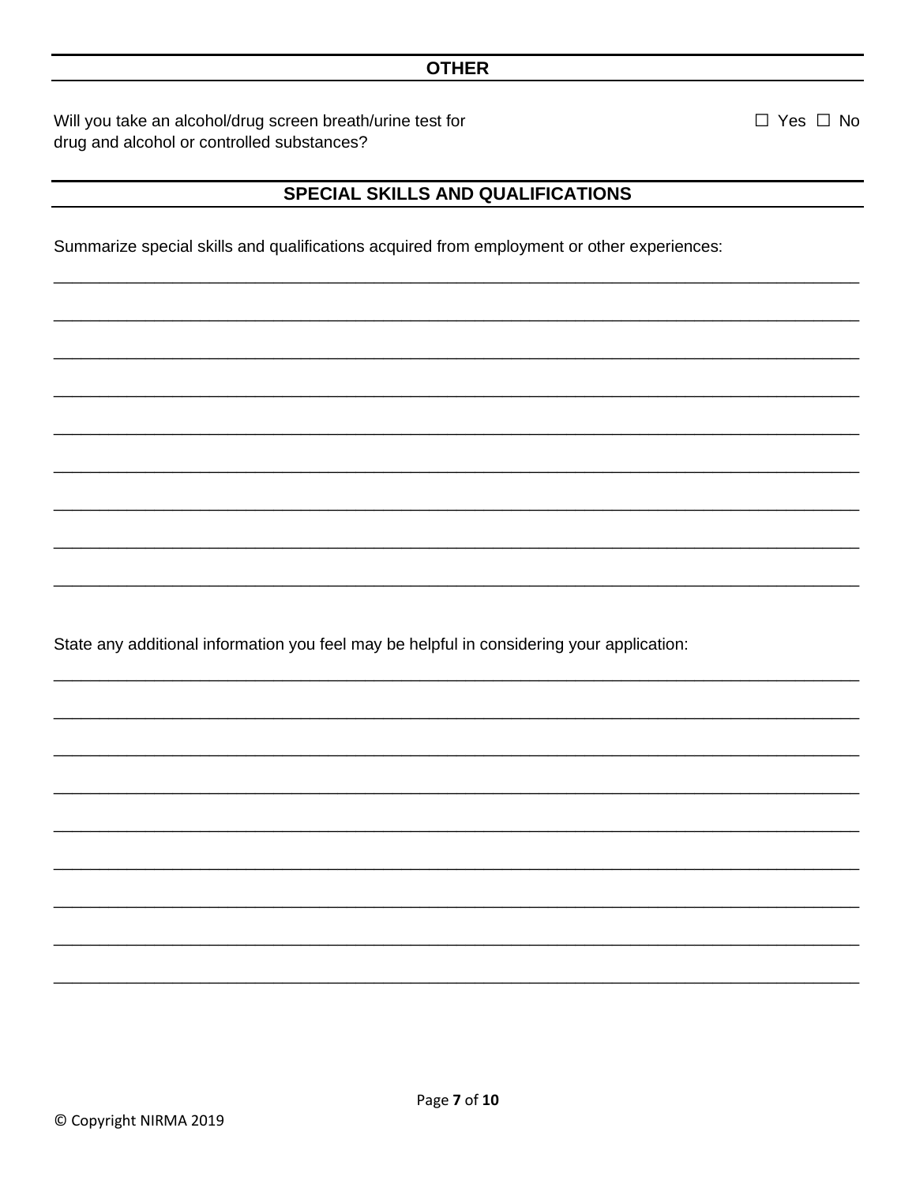## OTHER

Will you take an alcohol/drug screen breath/urine test for drug and alcohol or controlled substances? ☐ Yes ☐ No

## SPECIAL SKILLS AND QUALIFICATIONS

Summarize special skills and qualifications acquired from employment or other experiences:

\_\_\_\_\_\_\_\_\_\_\_\_\_\_\_\_\_\_\_\_\_\_\_\_\_\_\_\_\_\_\_\_\_\_\_\_\_\_\_\_\_\_\_\_\_\_\_\_\_\_\_\_\_\_\_\_\_\_\_\_\_\_\_\_\_\_\_\_\_\_\_\_\_\_\_\_\_\_

\_\_\_\_\_\_\_\_\_\_\_\_\_\_\_\_\_\_\_\_\_\_\_\_\_\_\_\_\_\_\_\_\_\_\_\_\_\_\_\_\_\_\_\_\_\_\_\_\_\_\_\_\_\_\_\_\_\_\_\_\_\_\_\_\_\_\_\_\_\_\_\_\_\_\_\_\_\_

\_\_\_\_\_\_\_\_\_\_\_\_\_\_\_\_\_\_\_\_\_\_\_\_\_\_\_\_\_\_\_\_\_\_\_\_\_\_\_\_\_\_\_\_\_\_\_\_\_\_\_\_\_\_\_\_\_\_\_\_\_\_\_\_\_\_\_\_\_\_\_\_\_\_\_\_\_\_

\_\_\_\_\_\_\_\_\_\_\_\_\_\_\_\_\_\_\_\_\_\_\_\_\_\_\_\_\_\_\_\_\_\_\_\_\_\_\_\_\_\_\_\_\_\_\_\_\_\_\_\_\_\_\_\_\_\_\_\_\_\_\_\_\_\_\_\_\_\_\_\_\_\_\_\_\_\_

\_\_\_\_\_\_\_\_\_\_\_\_\_\_\_\_\_\_\_\_\_\_\_\_\_\_\_\_\_\_\_\_\_\_\_\_\_\_\_\_\_\_\_\_\_\_\_\_\_\_\_\_\_\_\_\_\_\_\_\_\_\_\_\_\_\_\_\_\_\_\_\_\_\_\_\_\_\_

\_\_\_\_\_\_\_\_\_\_\_\_\_\_\_\_\_\_\_\_\_\_\_\_\_\_\_\_\_\_\_\_\_\_\_\_\_\_\_\_\_\_\_\_\_\_\_\_\_\_\_\_\_\_\_\_\_\_\_\_\_\_\_\_\_\_\_\_\_\_\_\_\_\_\_\_\_\_

\_\_\_\_\_\_\_\_\_\_\_\_\_\_\_\_\_\_\_\_\_\_\_\_\_\_\_\_\_\_\_\_\_\_\_\_\_\_\_\_\_\_\_\_\_\_\_\_\_\_\_\_\_\_\_\_\_\_\_\_\_\_\_\_\_\_\_\_\_\_\_\_\_\_\_\_\_\_

\_\_\_\_\_\_\_\_\_\_\_\_\_\_\_\_\_\_\_\_\_\_\_\_\_\_\_\_\_\_\_\_\_\_\_\_\_\_\_\_\_\_\_\_\_\_\_\_\_\_\_\_\_\_\_\_\_\_\_\_\_\_\_\_\_\_\_\_\_\_\_\_\_\_\_\_\_\_

\_\_\_\_\_\_\_\_\_\_\_\_\_\_\_\_\_\_\_\_\_\_\_\_\_\_\_\_\_\_\_\_\_\_\_\_\_\_\_\_\_\_\_\_\_\_\_\_\_\_\_\_\_\_\_\_\_\_\_\_\_\_\_\_\_\_\_\_\_\_\_\_\_\_\_\_\_\_

State any additional information you feel may be helpful in considering your application:

\_\_\_\_\_\_\_\_\_\_\_\_\_\_\_\_\_\_\_\_\_\_\_\_\_\_\_\_\_\_\_\_\_\_\_\_\_\_\_\_\_\_\_\_\_\_\_\_\_\_\_\_\_\_\_\_\_\_\_\_\_\_\_\_\_\_\_\_\_\_\_\_\_\_\_\_\_\_

\_\_\_\_\_\_\_\_\_\_\_\_\_\_\_\_\_\_\_\_\_\_\_\_\_\_\_\_\_\_\_\_\_\_\_\_\_\_\_\_\_\_\_\_\_\_\_\_\_\_\_\_\_\_\_\_\_\_\_\_\_\_\_\_\_\_\_\_\_\_\_\_\_\_\_\_\_\_

\_\_\_\_\_\_\_\_\_\_\_\_\_\_\_\_\_\_\_\_\_\_\_\_\_\_\_\_\_\_\_\_\_\_\_\_\_\_\_\_\_\_\_\_\_\_\_\_\_\_\_\_\_\_\_\_\_\_\_\_\_\_\_\_\_\_\_\_\_\_\_\_\_\_\_\_\_\_

\_\_\_\_\_\_\_\_\_\_\_\_\_\_\_\_\_\_\_\_\_\_\_\_\_\_\_\_\_\_\_\_\_\_\_\_\_\_\_\_\_\_\_\_\_\_\_\_\_\_\_\_\_\_\_\_\_\_\_\_\_\_\_\_\_\_\_\_\_\_\_\_\_\_\_\_\_\_

\_\_\_\_\_\_\_\_\_\_\_\_\_\_\_\_\_\_\_\_\_\_\_\_\_\_\_\_\_\_\_\_\_\_\_\_\_\_\_\_\_\_\_\_\_\_\_\_\_\_\_\_\_\_\_\_\_\_\_\_\_\_\_\_\_\_\_\_\_\_\_\_\_\_\_\_\_\_

\_\_\_\_\_\_\_\_\_\_\_\_\_\_\_\_\_\_\_\_\_\_\_\_\_\_\_\_\_\_\_\_\_\_\_\_\_\_\_\_\_\_\_\_\_\_\_\_\_\_\_\_\_\_\_\_\_\_\_\_\_\_\_\_\_\_\_\_\_\_\_\_\_\_\_\_\_\_

\_\_\_\_\_\_\_\_\_\_\_\_\_\_\_\_\_\_\_\_\_\_\_\_\_\_\_\_\_\_\_\_\_\_\_\_\_\_\_\_\_\_\_\_\_\_\_\_\_\_\_\_\_\_\_\_\_\_\_\_\_\_\_\_\_\_\_\_\_\_\_\_\_\_\_\_\_\_

\_\_\_\_\_\_\_\_\_\_\_\_\_\_\_\_\_\_\_\_\_\_\_\_\_\_\_\_\_\_\_\_\_\_\_\_\_\_\_\_\_\_\_\_\_\_\_\_\_\_\_\_\_\_\_\_\_\_\_\_\_\_\_\_\_\_\_\_\_\_\_\_\_\_\_\_\_\_

\_\_\_\_\_\_\_\_\_\_\_\_\_\_\_\_\_\_\_\_\_\_\_\_\_\_\_\_\_\_\_\_\_\_\_\_\_\_\_\_\_\_\_\_\_\_\_\_\_\_\_\_\_\_\_\_\_\_\_\_\_\_\_\_\_\_\_\_\_\_\_\_\_\_\_\_\_\_

© Copyright NIRMA 2019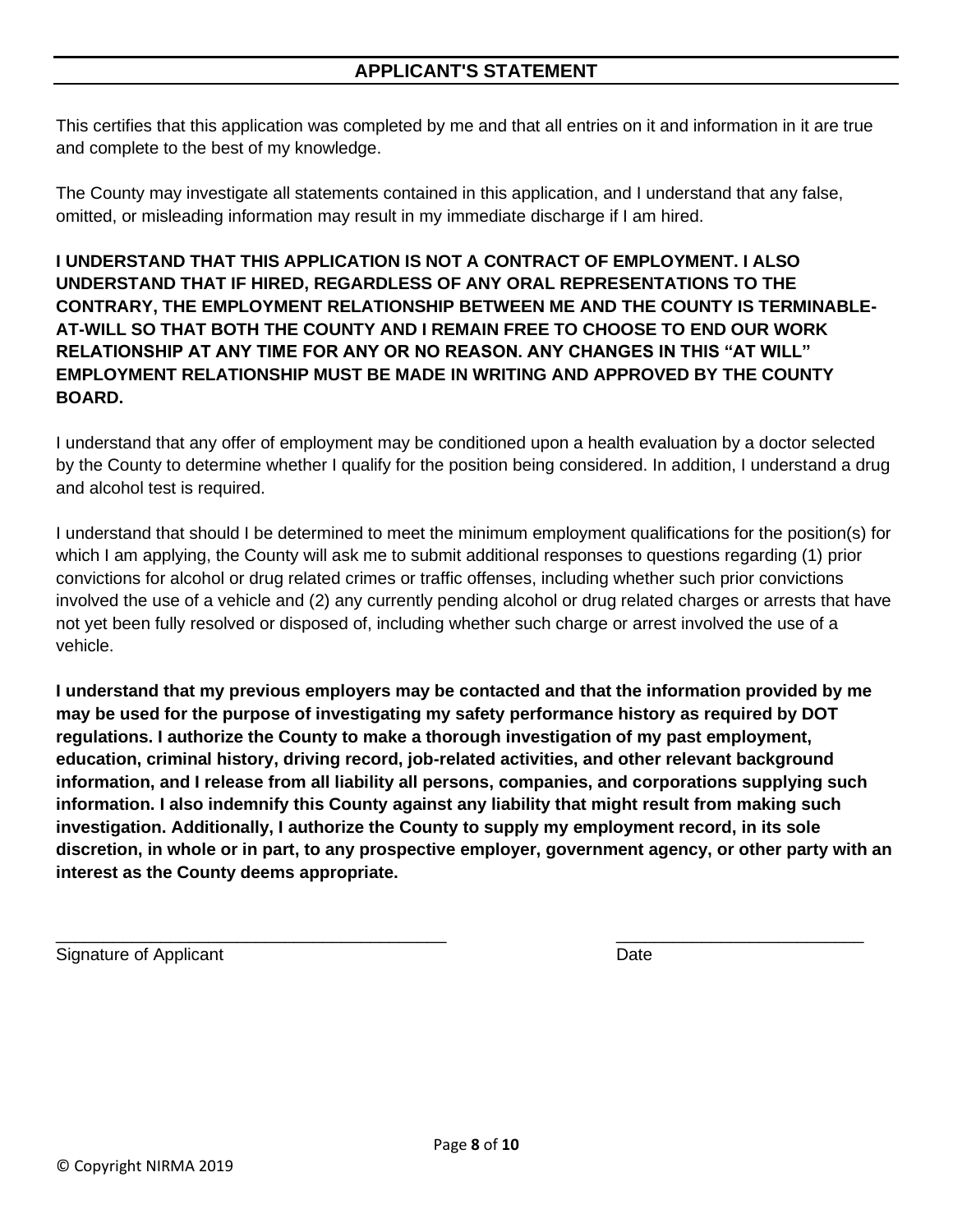## APPLICANT'S STATEMENT

This certifies that this application was completed by me and that all entries on it and information in it are true and complete to the best of my knowledge.

The County may investigate all statements contained in this application, and I understand that any false, omitted, or misleading information may result in my immediate discharge if I am hired.

**I UNDERSTAND THAT THIS APPLICATION IS NOT A CONTRACT OF EMPLOYMENT. I ALSO UNDERSTAND THAT IF HIRED, REGARDLESS OF ANY ORAL REPRESENTATIONS TO THE CONTRARY, THE EMPLOYMENT RELATIONSHIP BETWEEN ME AND THE COUNTY IS TERMINABLE-AT-WILL SO THAT BOTH THE COUNTY AND I REMAIN FREE TO CHOOSE TO END OUR WORK RELATIONSHIP AT ANY TIME FOR ANY OR NO REASON. ANY CHANGES IN THIS "AT WILL" EMPLOYMENT RELATIONSHIP MUST BE MADE IN WRITING AND APPROVED BY THE COUNTY BOARD.**

I understand that any offer of employment may be conditioned upon a health evaluation by a doctor selected by the County to determine whether I qualify for the position being considered. In addition, I understand a drug and alcohol test is required.

I understand that should I be determined to meet the minimum employment qualifications for the position(s) for which I am applying, the County will ask me to submit additional responses to questions regarding (1) prior convictions for alcohol or drug related crimes or traffic offenses, including whether such prior convictions involved the use of a vehicle and (2) any currently pending alcohol or drug related charges or arrests that have not yet been fully resolved or disposed of, including whether such charge or arrest involved the use of a vehicle.

**I understand that my previous employers may be contacted and that the information provided by me may be used for the purpose of investigating my safety performance history as required by DOT regulations. I authorize the County to make a thorough investigation of my past employment, education, criminal history, driving record, job-related activities, and other relevant background information, and I release from all liability all persons, companies, and corporations supplying such information. I also indemnify this County against any liability that might result from making such investigation. Additionally, I authorize the County to supply my employment record, in its sole discretion, in whole or in part, to any prospective employer, government agency, or other party with an interest as the County deems appropriate.**

| ___________________________________________ | ___________________________ |
|---|---|
| Signature of Applicant | Date |

© Copyright NIRMA 2019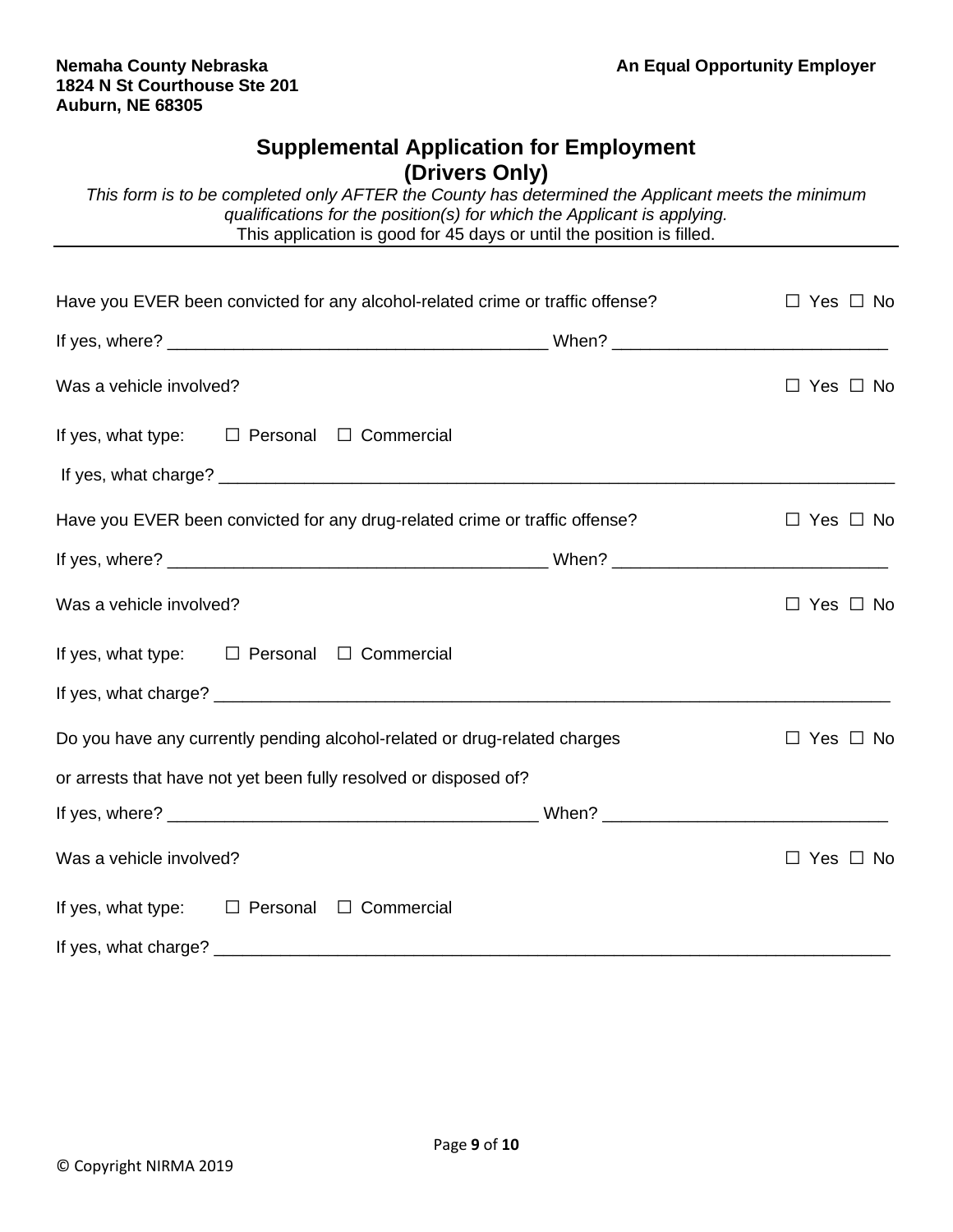**Nemaha County Nebraska**
**1824 N St Courthouse Ste 201**
**Auburn, NE 68305**

**An Equal Opportunity Employer**

# Supplemental Application for Employment (Drivers Only)

*This form is to be completed only AFTER the County has determined the Applicant meets the minimum qualifications for the position(s) for which the Applicant is applying.*

This application is good for 45 days or until the position is filled.

---

Have you EVER been convicted for any alcohol-related crime or traffic offense? ☐ Yes ☐ No

If yes, where? ________________________________________ When? ____________________________

Was a vehicle involved? ☐ Yes ☐ No

If yes, what type: ☐ Personal ☐ Commercial

If yes, what charge? ________________________________________________________________________

Have you EVER been convicted for any drug-related crime or traffic offense? ☐ Yes ☐ No

If yes, where? ________________________________________ When? ____________________________

Was a vehicle involved? ☐ Yes ☐ No

If yes, what type: ☐ Personal ☐ Commercial

If yes, what charge? ________________________________________________________________________

Do you have any currently pending alcohol-related or drug-related charges or arrests that have not yet been fully resolved or disposed of? ☐ Yes ☐ No

If yes, where? ________________________________________ When? ____________________________

Was a vehicle involved? ☐ Yes ☐ No

If yes, what type: ☐ Personal ☐ Commercial

If yes, what charge? ________________________________________________________________________

© Copyright NIRMA 2019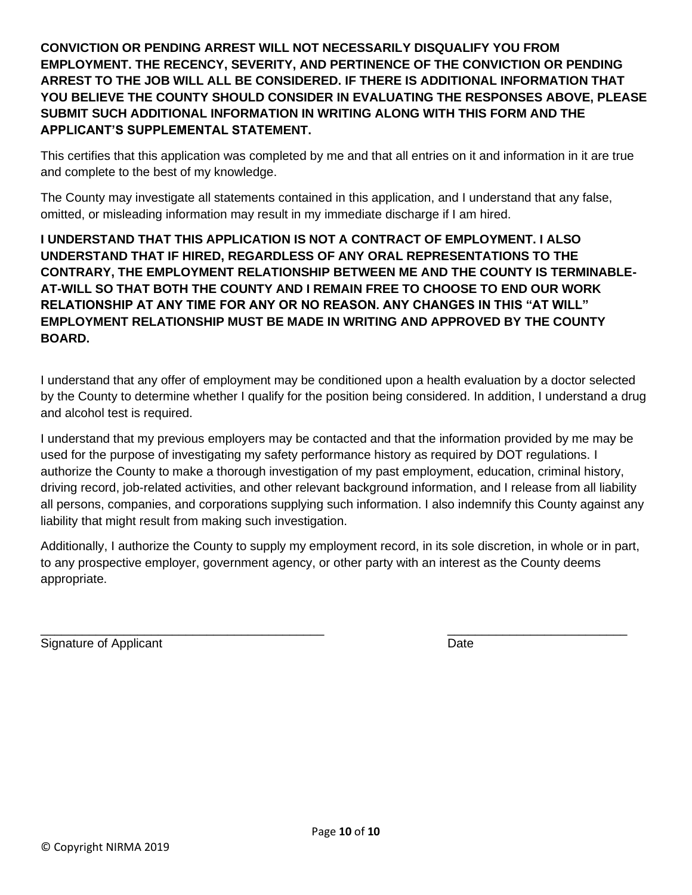**CONVICTION OR PENDING ARREST WILL NOT NECESSARILY DISQUALIFY YOU FROM EMPLOYMENT. THE RECENCY, SEVERITY, AND PERTINENCE OF THE CONVICTION OR PENDING ARREST TO THE JOB WILL ALL BE CONSIDERED. IF THERE IS ADDITIONAL INFORMATION THAT YOU BELIEVE THE COUNTY SHOULD CONSIDER IN EVALUATING THE RESPONSES ABOVE, PLEASE SUBMIT SUCH ADDITIONAL INFORMATION IN WRITING ALONG WITH THIS FORM AND THE APPLICANT'S SUPPLEMENTAL STATEMENT.**

This certifies that this application was completed by me and that all entries on it and information in it are true and complete to the best of my knowledge.

The County may investigate all statements contained in this application, and I understand that any false, omitted, or misleading information may result in my immediate discharge if I am hired.

**I UNDERSTAND THAT THIS APPLICATION IS NOT A CONTRACT OF EMPLOYMENT. I ALSO UNDERSTAND THAT IF HIRED, REGARDLESS OF ANY ORAL REPRESENTATIONS TO THE CONTRARY, THE EMPLOYMENT RELATIONSHIP BETWEEN ME AND THE COUNTY IS TERMINABLE-AT-WILL SO THAT BOTH THE COUNTY AND I REMAIN FREE TO CHOOSE TO END OUR WORK RELATIONSHIP AT ANY TIME FOR ANY OR NO REASON. ANY CHANGES IN THIS "AT WILL" EMPLOYMENT RELATIONSHIP MUST BE MADE IN WRITING AND APPROVED BY THE COUNTY BOARD.**

I understand that any offer of employment may be conditioned upon a health evaluation by a doctor selected by the County to determine whether I qualify for the position being considered. In addition, I understand a drug and alcohol test is required.

I understand that my previous employers may be contacted and that the information provided by me may be used for the purpose of investigating my safety performance history as required by DOT regulations. I authorize the County to make a thorough investigation of my past employment, education, criminal history, driving record, job-related activities, and other relevant background information, and I release from all liability all persons, companies, and corporations supplying such information. I also indemnify this County against any liability that might result from making such investigation.

Additionally, I authorize the County to supply my employment record, in its sole discretion, in whole or in part, to any prospective employer, government agency, or other party with an interest as the County deems appropriate.

\_\_\_\_\_\_\_\_\_\_\_\_\_\_\_\_\_\_\_\_\_\_\_\_\_\_\_\_\_\_\_\_\_\_\_\_\_\_\_\_ \_\_\_\_\_\_\_\_\_\_\_\_\_\_\_\_\_\_\_\_\_\_\_\_\_\_

Signature of Applicant Date

© Copyright NIRMA 2019